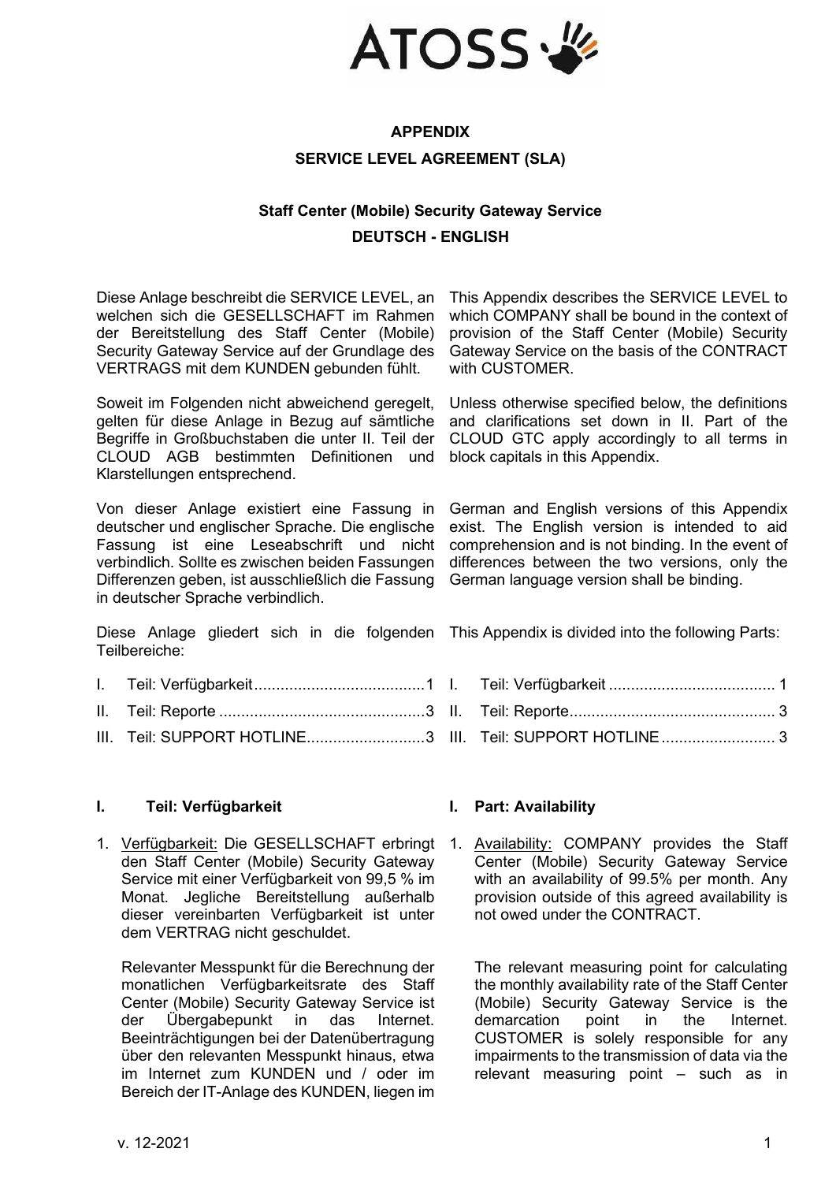**APPENDIX**

**SERVICE LEVEL AGREEMENT (SLA)**

**Staff Center (Mobile) Security Gateway Service**

**DEUTSCH - ENGLISH**

Diese Anlage beschreibt die SERVICE LEVEL, an welchen sich die GESELLSCHAFT im Rahmen der Bereitstellung des Staff Center (Mobile) Security Gateway Service auf der Grundlage des VERTRAGS mit dem KUNDEN gebunden fühlt.

This Appendix describes the SERVICE LEVEL to which COMPANY shall be bound in the context of provision of the Staff Center (Mobile) Security Gateway Service on the basis of the CONTRACT with CUSTOMER.

Soweit im Folgenden nicht abweichend geregelt, gelten für diese Anlage in Bezug auf sämtliche Begriffe in Großbuchstaben die unter II. Teil der CLOUD AGB bestimmten Definitionen und Klarstellungen entsprechend.

Unless otherwise specified below, the definitions and clarifications set down in II. Part of the CLOUD GTC apply accordingly to all terms in block capitals in this Appendix.

Von dieser Anlage existiert eine Fassung in deutscher und englischer Sprache. Die englische Fassung ist eine Leseabschrift und nicht verbindlich. Sollte es zwischen beiden Fassungen Differenzen geben, ist ausschließlich die Fassung in deutscher Sprache verbindlich.

German and English versions of this Appendix exist. The English version is intended to aid comprehension and is not binding. In the event of differences between the two versions, only the German language version shall be binding.

Diese Anlage gliedert sich in die folgenden Teilbereiche:

I. Teil: Verfügbarkeit ....................................... 1
II. Teil: Reporte ............................................... 3
III. Teil: SUPPORT HOTLINE........................... 3

This Appendix is divided into the following Parts:

I. Teil: Verfügbarkeit ....................................... 1
II. Teil: Reporte ............................................... 3
III. Teil: SUPPORT HOTLINE........................... 3

## I. Teil: Verfügbarkeit

1. Verfügbarkeit: Die GESELLSCHAFT erbringt den Staff Center (Mobile) Security Gateway Service mit einer Verfügbarkeit von 99,5 % im Monat. Jegliche Bereitstellung außerhalb dieser vereinbarten Verfügbarkeit ist unter dem VERTRAG nicht geschuldet.

   Relevanter Messpunkt für die Berechnung der monatlichen Verfügbarkeitsrate des Staff Center (Mobile) Security Gateway Service ist der Übergabepunkt in das Internet. Beeinträchtigungen bei der Datenübertragung über den relevanten Messpunkt hinaus, etwa im Internet zum KUNDEN und / oder im Bereich der IT-Anlage des KUNDEN, liegen im

## I. Part: Availability

1. Availability: COMPANY provides the Staff Center (Mobile) Security Gateway Service with an availability of 99.5% per month. Any provision outside of this agreed availability is not owed under the CONTRACT.

   The relevant measuring point for calculating the monthly availability rate of the Staff Center (Mobile) Security Gateway Service is the demarcation point in the Internet. CUSTOMER is solely responsible for any impairments to the transmission of data via the relevant measuring point – such as in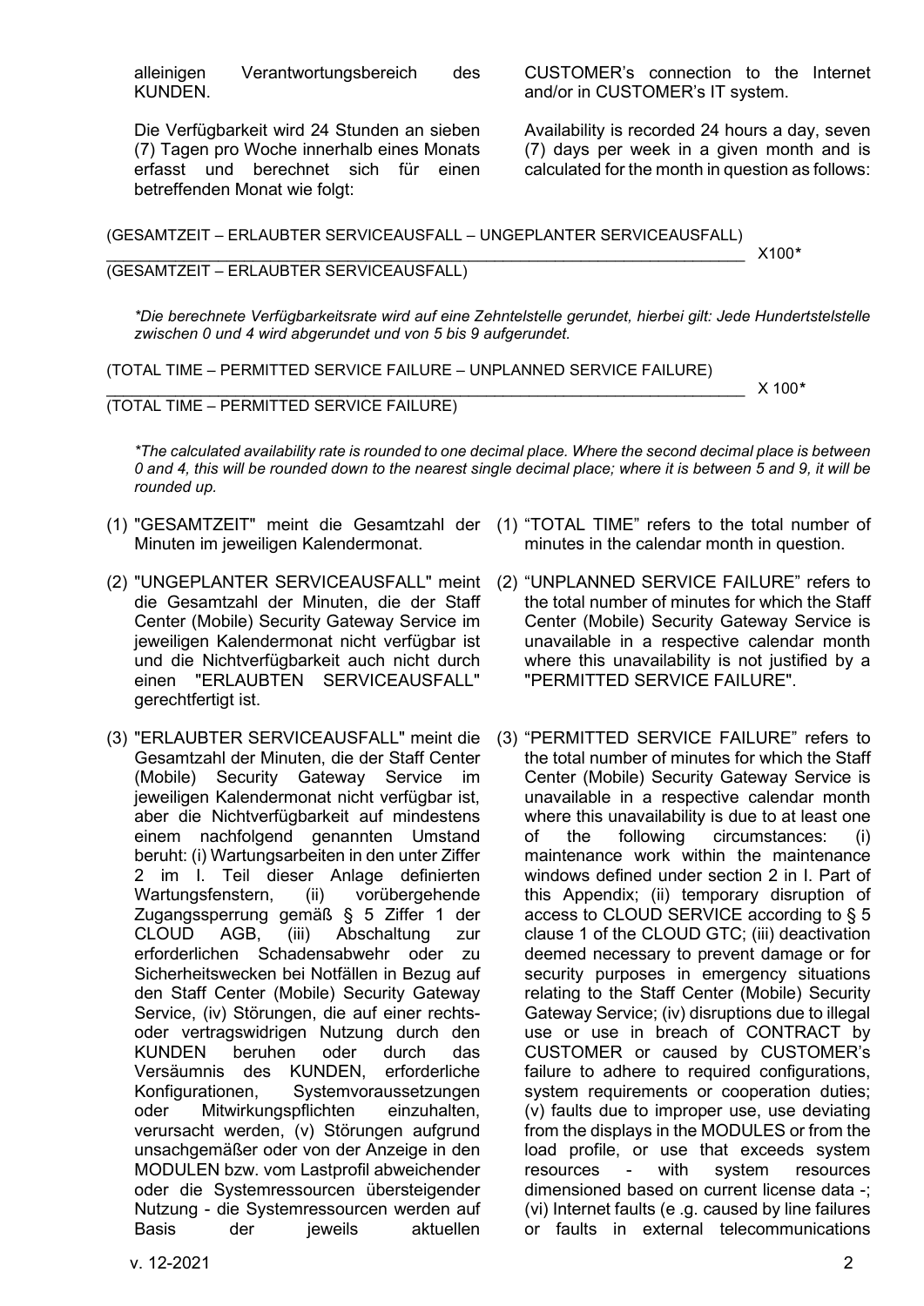alleinigen Verantwortungsbereich des KUNDEN.

CUSTOMER's connection to the Internet and/or in CUSTOMER's IT system.

Die Verfügbarkeit wird 24 Stunden an sieben (7) Tagen pro Woche innerhalb eines Monats erfasst und berechnet sich für einen betreffenden Monat wie folgt:

Availability is recorded 24 hours a day, seven (7) days per week in a given month and is calculated for the month in question as follows:

$$\frac{\text{(GESAMTZEIT – ERLAUBTER SERVICEAUSFALL – UNGEPLANTER SERVICEAUSFALL)}}{\text{(GESAMTZEIT – ERLAUBTER SERVICEAUSFALL)}} \times 100^{*}$$

*\*Die berechnete Verfügbarkeitsrate wird auf eine Zehntelstelle gerundet, hierbei gilt: Jede Hundertstelstelle zwischen 0 und 4 wird abgerundet und von 5 bis 9 aufgerundet.*

$$\frac{\text{(TOTAL TIME – PERMITTED SERVICE FAILURE – UNPLANNED SERVICE FAILURE)}}{\text{(TOTAL TIME – PERMITTED SERVICE FAILURE)}} \times 100^{*}$$

*\*The calculated availability rate is rounded to one decimal place. Where the second decimal place is between 0 and 4, this will be rounded down to the nearest single decimal place; where it is between 5 and 9, it will be rounded up.*

(1) "GESAMTZEIT" meint die Gesamtzahl der Minuten im jeweiligen Kalendermonat.

(1) "TOTAL TIME" refers to the total number of minutes in the calendar month in question.

(2) "UNGEPLANTER SERVICEAUSFALL" meint die Gesamtzahl der Minuten, die der Staff Center (Mobile) Security Gateway Service im jeweiligen Kalendermonat nicht verfügbar ist und die Nichtverfügbarkeit auch nicht durch einen "ERLAUBTEN SERVICEAUSFALL" gerechtfertigt ist.

(2) "UNPLANNED SERVICE FAILURE" refers to the total number of minutes for which the Staff Center (Mobile) Security Gateway Service is unavailable in a respective calendar month where this unavailability is not justified by a "PERMITTED SERVICE FAILURE".

(3) "ERLAUBTER SERVICEAUSFALL" meint die Gesamtzahl der Minuten, die der Staff Center (Mobile) Security Gateway Service im jeweiligen Kalendermonat nicht verfügbar ist, aber die Nichtverfügbarkeit auf mindestens einem nachfolgend genannten Umstand beruht: (i) Wartungsarbeiten in den unter Ziffer 2 im I. Teil dieser Anlage definierten Wartungsfenstern, (ii) vorübergehende Zugangssperrung gemäß § 5 Ziffer 1 der CLOUD AGB, (iii) Abschaltung zur erforderlichen Schadensabwehr oder zu Sicherheitswecken bei Notfällen in Bezug auf den Staff Center (Mobile) Security Gateway Service, (iv) Störungen, die auf einer rechts- oder vertragswidrigen Nutzung durch den KUNDEN beruhen oder durch das Versäumnis des KUNDEN, erforderliche Konfigurationen, Systemvoraussetzungen oder Mitwirkungspflichten einzuhalten, verursacht werden, (v) Störungen aufgrund unsachgemäßer oder von der Anzeige in den MODULEN bzw. vom Lastprofil abweichender oder die Systemressourcen übersteigender Nutzung - die Systemressourcen werden auf Basis der jeweils aktuellen

(3) "PERMITTED SERVICE FAILURE" refers to the total number of minutes for which the Staff Center (Mobile) Security Gateway Service is unavailable in a respective calendar month where this unavailability is due to at least one of the following circumstances: (i) maintenance work within the maintenance windows defined under section 2 in I. Part of this Appendix; (ii) temporary disruption of access to CLOUD SERVICE according to § 5 clause 1 of the CLOUD GTC; (iii) deactivation deemed necessary to prevent damage or for security purposes in emergency situations relating to the Staff Center (Mobile) Security Gateway Service; (iv) disruptions due to illegal use or use in breach of CONTRACT by CUSTOMER or caused by CUSTOMER's failure to adhere to required configurations, system requirements or cooperation duties; (v) faults due to improper use, use deviating from the displays in the MODULES or from the load profile, or use that exceeds system resources - with system resources dimensioned based on current license data -; (vi) Internet faults (e .g. caused by line failures or faults in external telecommunications

v. 12-2021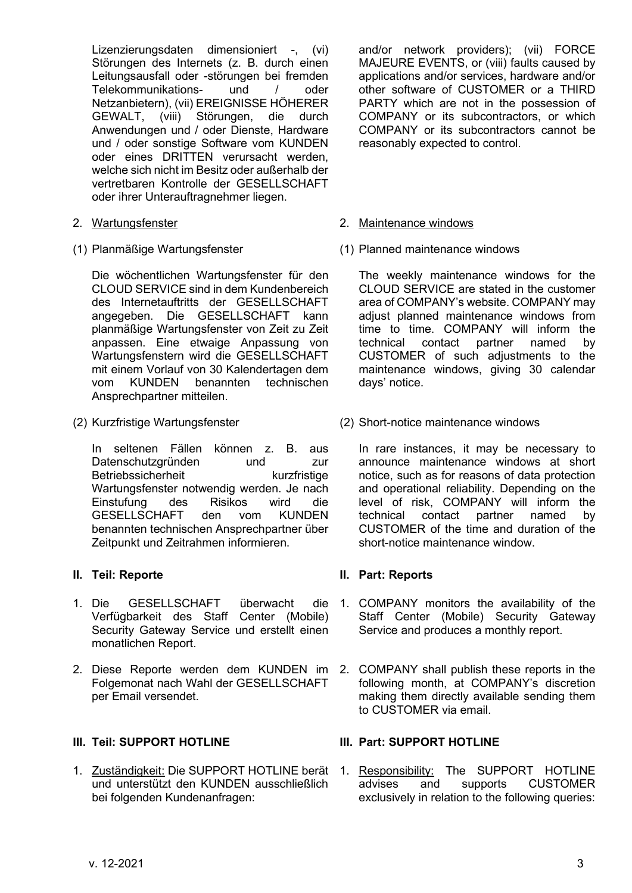Lizenzierungsdaten dimensioniert -, (vi) Störungen des Internets (z. B. durch einen Leitungsausfall oder -störungen bei fremden Telekommunikations- und / oder Netzanbietern), (vii) EREIGNISSE HÖHERER GEWALT, (viii) Störungen, die durch Anwendungen und / oder Dienste, Hardware und / oder sonstige Software vom KUNDEN oder eines DRITTEN verursacht werden, welche sich nicht im Besitz oder außerhalb der vertretbaren Kontrolle der GESELLSCHAFT oder ihrer Unterauftragnehmer liegen.

2. Wartungsfenster

(1) Planmäßige Wartungsfenster

Die wöchentlichen Wartungsfenster für den CLOUD SERVICE sind in dem Kundenbereich des Internetauftritts der GESELLSCHAFT angegeben. Die GESELLSCHAFT kann planmäßige Wartungsfenster von Zeit zu Zeit anpassen. Eine etwaige Anpassung von Wartungsfenstern wird die GESELLSCHAFT mit einem Vorlauf von 30 Kalendertagen dem vom KUNDEN benannten technischen Ansprechpartner mitteilen.

(2) Kurzfristige Wartungsfenster

In seltenen Fällen können z. B. aus Datenschutzgründen und zur Betriebssicherheit kurzfristige Wartungsfenster notwendig werden. Je nach Einstufung des Risikos wird die GESELLSCHAFT den vom KUNDEN benannten technischen Ansprechpartner über Zeitpunkt und Zeitrahmen informieren.

**II. Teil: Reporte**

1. Die GESELLSCHAFT überwacht die Verfügbarkeit des Staff Center (Mobile) Security Gateway Service und erstellt einen monatlichen Report.
2. Diese Reporte werden dem KUNDEN im Folgemonat nach Wahl der GESELLSCHAFT per Email versendet.

**III. Teil: SUPPORT HOTLINE**

1. Zuständigkeit: Die SUPPORT HOTLINE berät und unterstützt den KUNDEN ausschließlich bei folgenden Kundenanfragen:

and/or network providers); (vii) FORCE MAJEURE EVENTS, or (viii) faults caused by applications and/or services, hardware and/or other software of CUSTOMER or a THIRD PARTY which are not in the possession of COMPANY or its subcontractors, or which COMPANY or its subcontractors cannot be reasonably expected to control.

2. Maintenance windows

(1) Planned maintenance windows

The weekly maintenance windows for the CLOUD SERVICE are stated in the customer area of COMPANY's website. COMPANY may adjust planned maintenance windows from time to time. COMPANY will inform the technical contact partner named by CUSTOMER of such adjustments to the maintenance windows, giving 30 calendar days' notice.

(2) Short-notice maintenance windows

In rare instances, it may be necessary to announce maintenance windows at short notice, such as for reasons of data protection and operational reliability. Depending on the level of risk, COMPANY will inform the technical contact partner named by CUSTOMER of the time and duration of the short-notice maintenance window.

**II. Part: Reports**

1. COMPANY monitors the availability of the Staff Center (Mobile) Security Gateway Service and produces a monthly report.
2. COMPANY shall publish these reports in the following month, at COMPANY's discretion making them directly available sending them to CUSTOMER via email.

**III. Part: SUPPORT HOTLINE**

1. Responsibility: The SUPPORT HOTLINE advises and supports CUSTOMER exclusively in relation to the following queries: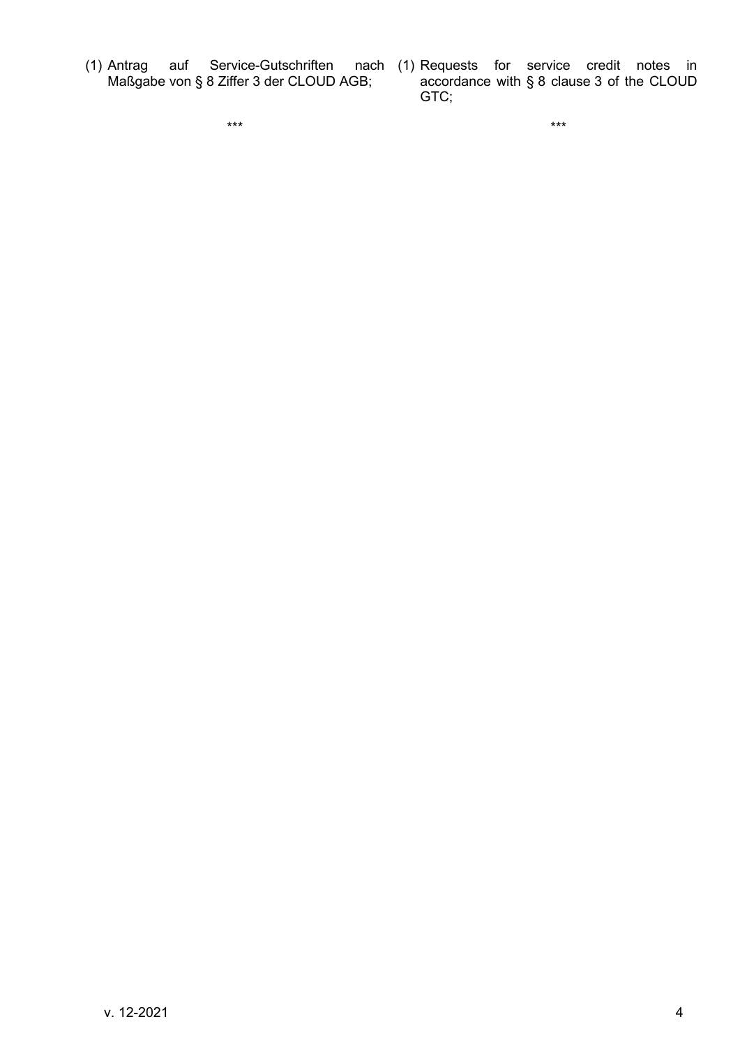(1) Antrag auf Service-Gutschriften nach Maßgabe von § 8 Ziffer 3 der CLOUD AGB;

***

(1) Requests for service credit notes in accordance with § 8 clause 3 of the CLOUD GTC;

***

v. 12-2021